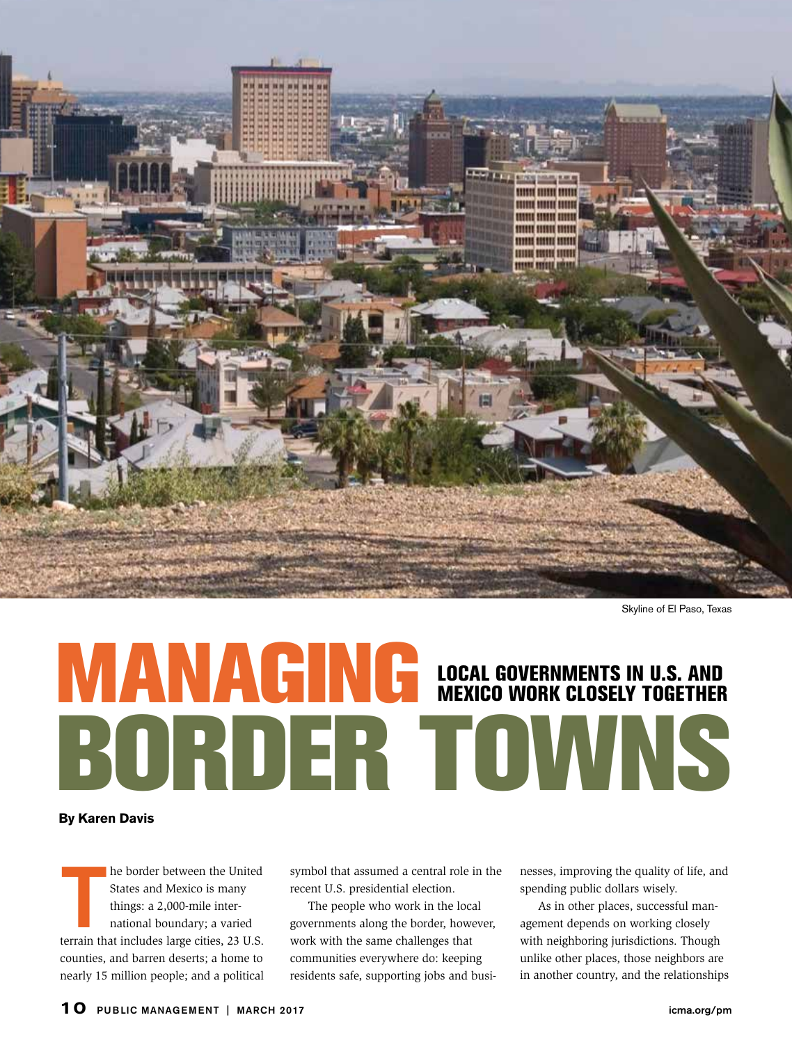Skyline of El Paso, Texas

# MANAGING BORDER TOWNS

## LOCAL GOVERNMENTS IN U.S. AND MEXICO WORK CLOSELY TOGETHER

**By Karen Davis**

The border between the United States and Mexico is many things: a 2,000-mile international boundary; a varied terrain that includes large cities, 23 U.S. counties, and barren deserts; a home to nearly 15 million people; and a political symbol that assumed a central role in the recent U.S. presidential election.

The people who work in the local governments along the border, however, work with the same challenges that communities everywhere do: keeping residents safe, supporting jobs and businesses, improving the quality of life, and spending public dollars wisely.

As in other places, successful management depends on working closely with neighboring jurisdictions. Though unlike other places, those neighbors are in another country, and the relationships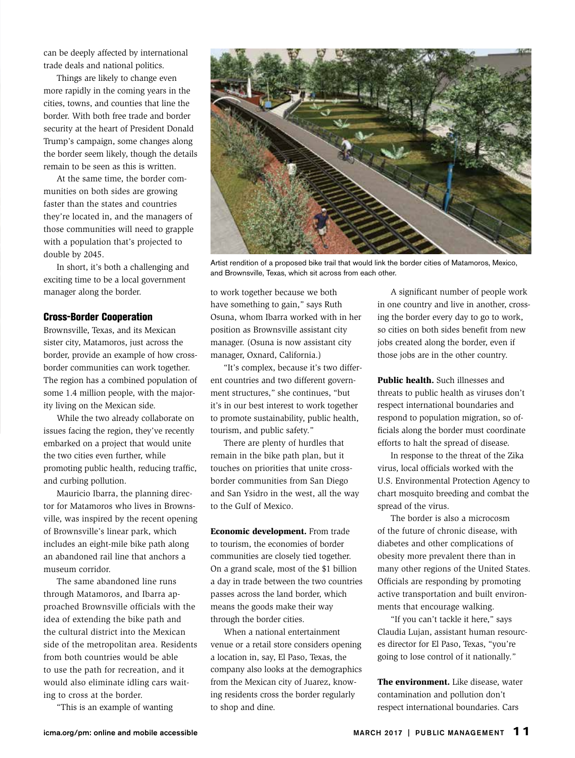can be deeply affected by international trade deals and national politics.

Things are likely to change even more rapidly in the coming years in the cities, towns, and counties that line the border. With both free trade and border security at the heart of President Donald Trump's campaign, some changes along the border seem likely, though the details remain to be seen as this is written.

At the same time, the border communities on both sides are growing faster than the states and countries they're located in, and the managers of those communities will need to grapple with a population that's projected to double by 2045.

In short, it's both a challenging and exciting time to be a local government manager along the border.

Artist rendition of a proposed bike trail that would link the border cities of Matamoros, Mexico, and Brownsville, Texas, which sit across from each other.

## Cross-Border Cooperation

Brownsville, Texas, and its Mexican sister city, Matamoros, just across the border, provide an example of how cross-border communities can work together. The region has a combined population of some 1.4 million people, with the majority living on the Mexican side.

While the two already collaborate on issues facing the region, they've recently embarked on a project that would unite the two cities even further, while promoting public health, reducing traffic, and curbing pollution.

Mauricio Ibarra, the planning director for Matamoros who lives in Brownsville, was inspired by the recent opening of Brownsville's linear park, which includes an eight-mile bike path along an abandoned rail line that anchors a museum corridor.

The same abandoned line runs through Matamoros, and Ibarra approached Brownsville officials with the idea of extending the bike path and the cultural district into the Mexican side of the metropolitan area. Residents from both countries would be able to use the path for recreation, and it would also eliminate idling cars waiting to cross at the border.

"This is an example of wanting to work together because we both have something to gain," says Ruth Osuna, whom Ibarra worked with in her position as Brownsville assistant city manager. (Osuna is now assistant city manager, Oxnard, California.)

"It's complex, because it's two different countries and two different government structures," she continues, "but it's in our best interest to work together to promote sustainability, public health, tourism, and public safety."

There are plenty of hurdles that remain in the bike path plan, but it touches on priorities that unite cross-border communities from San Diego and San Ysidro in the west, all the way to the Gulf of Mexico.

**Economic development.** From trade to tourism, the economies of border communities are closely tied together. On a grand scale, most of the $1 billion a day in trade between the two countries passes across the land border, which means the goods make their way through the border cities.

When a national entertainment venue or a retail store considers opening a location in, say, El Paso, Texas, the company also looks at the demographics from the Mexican city of Juarez, knowing residents cross the border regularly to shop and dine.

A significant number of people work in one country and live in another, crossing the border every day to go to work, so cities on both sides benefit from new jobs created along the border, even if those jobs are in the other country.

**Public health.** Such illnesses and threats to public health as viruses don't respect international boundaries and respond to population migration, so officials along the border must coordinate efforts to halt the spread of disease.

In response to the threat of the Zika virus, local officials worked with the U.S. Environmental Protection Agency to chart mosquito breeding and combat the spread of the virus.

The border is also a microcosm of the future of chronic disease, with diabetes and other complications of obesity more prevalent there than in many other regions of the United States. Officials are responding by promoting active transportation and built environments that encourage walking.

"If you can't tackle it here," says Claudia Lujan, assistant human resources director for El Paso, Texas, "you're going to lose control of it nationally."

**The environment.** Like disease, water contamination and pollution don't respect international boundaries. Cars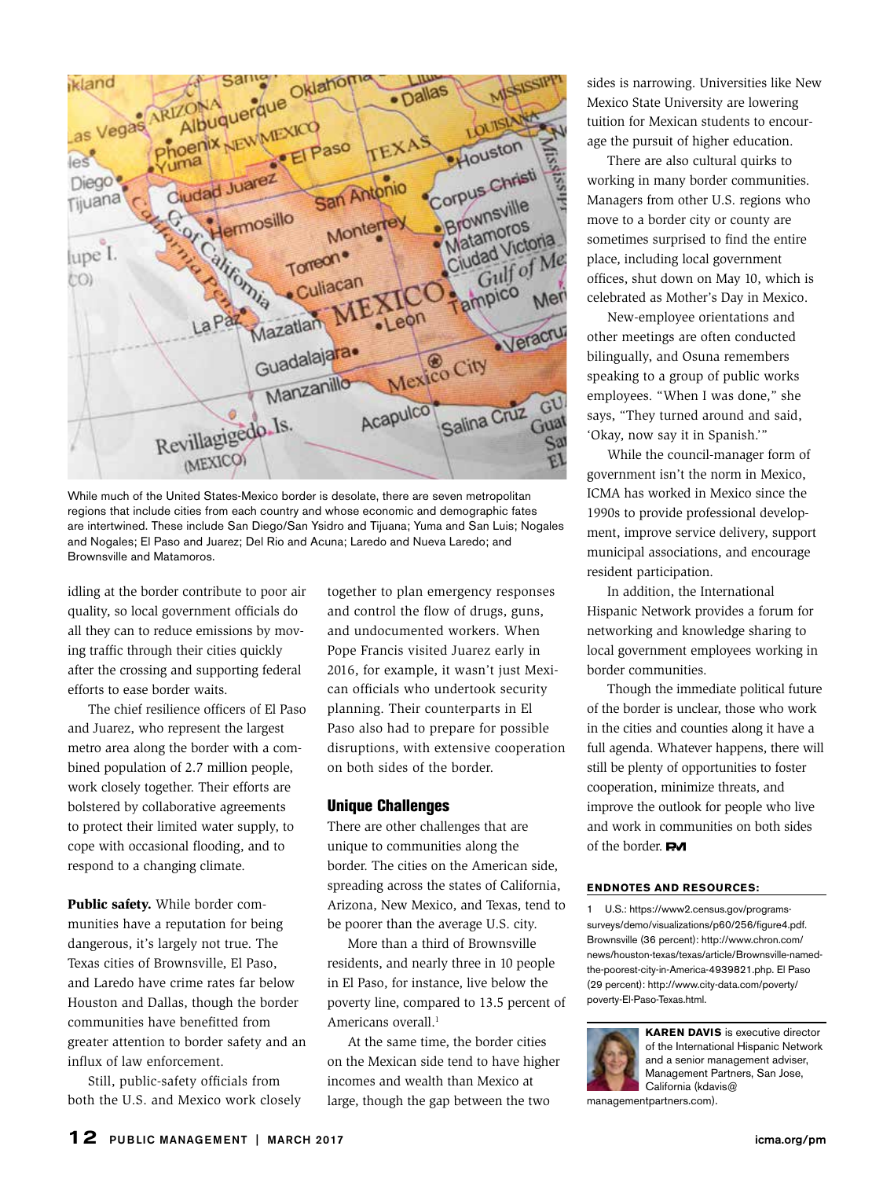While much of the United States-Mexico border is desolate, there are seven metropolitan regions that include cities from each country and whose economic and demographic fates are intertwined. These include San Diego/San Ysidro and Tijuana; Yuma and San Luis; Nogales and Nogales; El Paso and Juarez; Del Rio and Acuna; Laredo and Nueva Laredo; and Brownsville and Matamoros.

idling at the border contribute to poor air quality, so local government officials do all they can to reduce emissions by moving traffic through their cities quickly after the crossing and supporting federal efforts to ease border waits.

The chief resilience officers of El Paso and Juarez, who represent the largest metro area along the border with a combined population of 2.7 million people, work closely together. Their efforts are bolstered by collaborative agreements to protect their limited water supply, to cope with occasional flooding, and to respond to a changing climate.

**Public safety.** While border communities have a reputation for being dangerous, it's largely not true. The Texas cities of Brownsville, El Paso, and Laredo have crime rates far below Houston and Dallas, though the border communities have benefitted from greater attention to border safety and an influx of law enforcement.

Still, public-safety officials from both the U.S. and Mexico work closely together to plan emergency responses and control the flow of drugs, guns, and undocumented workers. When Pope Francis visited Juarez early in 2016, for example, it wasn't just Mexican officials who undertook security planning. Their counterparts in El Paso also had to prepare for possible disruptions, with extensive cooperation on both sides of the border.

## Unique Challenges

There are other challenges that are unique to communities along the border. The cities on the American side, spreading across the states of California, Arizona, New Mexico, and Texas, tend to be poorer than the average U.S. city.

More than a third of Brownsville residents, and nearly three in 10 people in El Paso, for instance, live below the poverty line, compared to 13.5 percent of Americans overall.[1]

At the same time, the border cities on the Mexican side tend to have higher incomes and wealth than Mexico at large, though the gap between the two sides is narrowing. Universities like New Mexico State University are lowering tuition for Mexican students to encourage the pursuit of higher education.

There are also cultural quirks to working in many border communities. Managers from other U.S. regions who move to a border city or county are sometimes surprised to find the entire place, including local government offices, shut down on May 10, which is celebrated as Mother's Day in Mexico.

New-employee orientations and other meetings are often conducted bilingually, and Osuna remembers speaking to a group of public works employees. "When I was done," she says, "They turned around and said, 'Okay, now say it in Spanish.'"

While the council-manager form of government isn't the norm in Mexico, ICMA has worked in Mexico since the 1990s to provide professional development, improve service delivery, support municipal associations, and encourage resident participation.

In addition, the International Hispanic Network provides a forum for networking and knowledge sharing to local government employees working in border communities.

Though the immediate political future of the border is unclear, those who work in the cities and counties along it have a full agenda. Whatever happens, there will still be plenty of opportunities to foster cooperation, minimize threats, and improve the outlook for people who live and work in communities on both sides of the border. PM

### ENDNOTES AND RESOURCES:

1 U.S.: https://www2.census.gov/programs-surveys/demo/visualizations/p60/256/figure4.pdf. Brownsville (36 percent): http://www.chron.com/news/houston-texas/texas/article/Brownsville-named-the-poorest-city-in-America-4939821.php. El Paso (29 percent): http://www.city-data.com/poverty/poverty-El-Paso-Texas.html.

**KAREN DAVIS** is executive director of the International Hispanic Network and a senior management adviser, Management Partners, San Jose, California (kdavis@managementpartners.com).